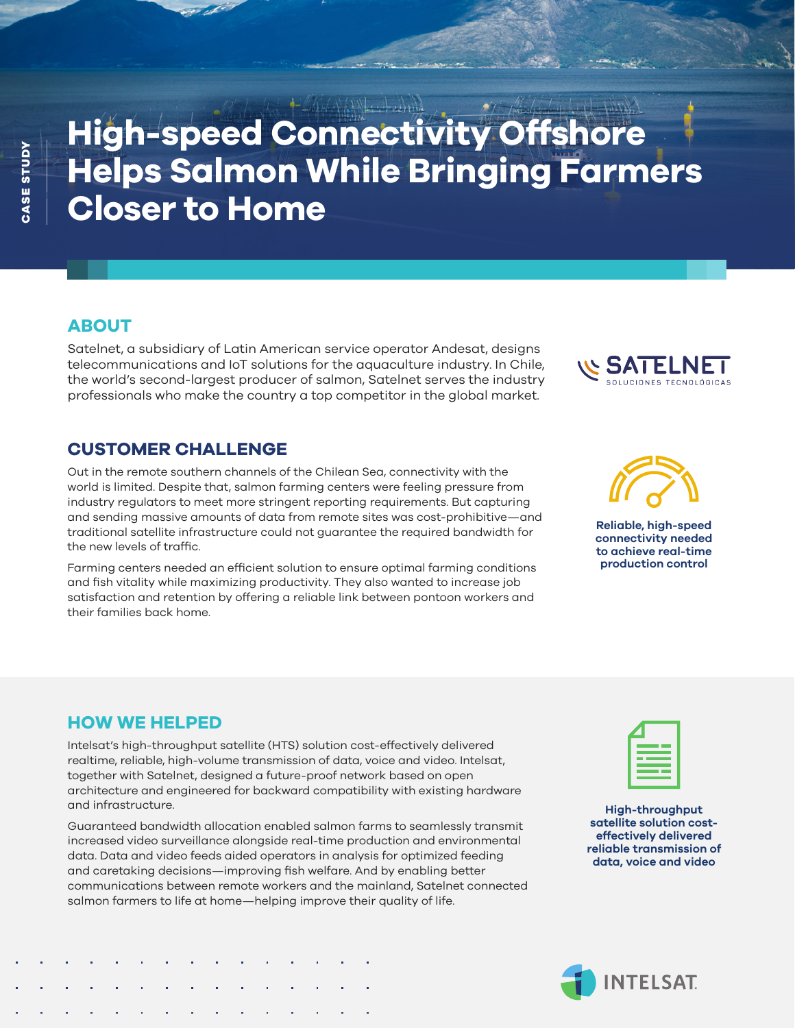CASE STUDY

# High-speed Connectivity Offshore Helps Salmon While Bringing Farmers Closer to Home

## ABOUT

Satelnet, a subsidiary of Latin American service operator Andesat, designs telecommunications and IoT solutions for the aquaculture industry. In Chile, the world's second-largest producer of salmon, Satelnet serves the industry professionals who make the country a top competitor in the global market.

SATELNET SOLUCIONES TECNOLÓGICAS

## CUSTOMER CHALLENGE

Out in the remote southern channels of the Chilean Sea, connectivity with the world is limited. Despite that, salmon farming centers were feeling pressure from industry regulators to meet more stringent reporting requirements. But capturing and sending massive amounts of data from remote sites was cost-prohibitive—and traditional satellite infrastructure could not guarantee the required bandwidth for the new levels of traffic.

Farming centers needed an efficient solution to ensure optimal farming conditions and fish vitality while maximizing productivity. They also wanted to increase job satisfaction and retention by offering a reliable link between pontoon workers and their families back home.

**Reliable, high-speed connectivity needed to achieve real-time production control**

## HOW WE HELPED

Intelsat's high-throughput satellite (HTS) solution cost-effectively delivered realtime, reliable, high-volume transmission of data, voice and video. Intelsat, together with Satelnet, designed a future-proof network based on open architecture and engineered for backward compatibility with existing hardware and infrastructure.

Guaranteed bandwidth allocation enabled salmon farms to seamlessly transmit increased video surveillance alongside real-time production and environmental data. Data and video feeds aided operators in analysis for optimized feeding and caretaking decisions—improving fish welfare. And by enabling better communications between remote workers and the mainland, Satelnet connected salmon farmers to life at home—helping improve their quality of life.

**High-throughput satellite solution cost-effectively delivered reliable transmission of data, voice and video**

INTELSAT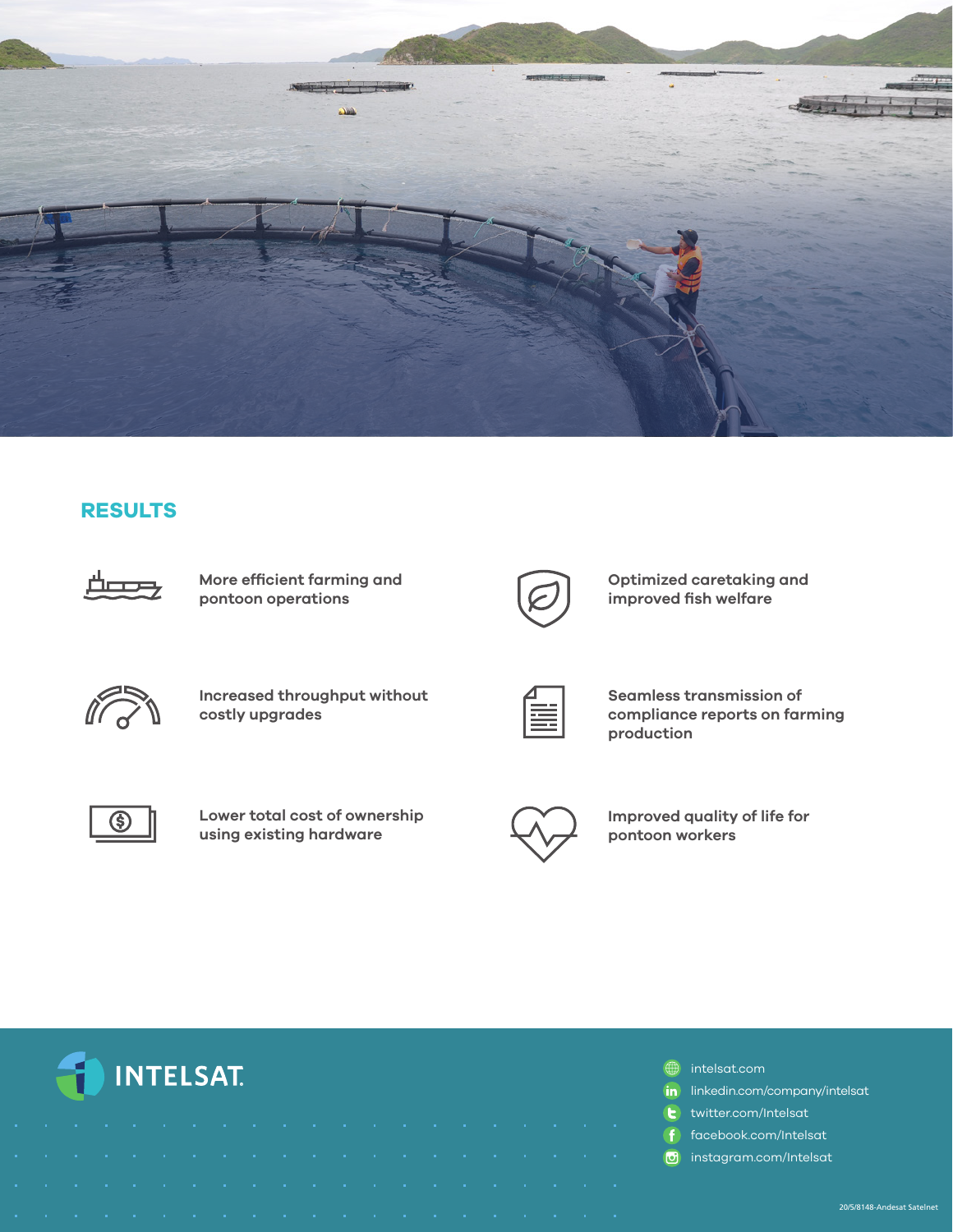## RESULTS

- More efficient farming and pontoon operations
- Optimized caretaking and improved fish welfare
- Increased throughput without costly upgrades
- Seamless transmission of compliance reports on farming production
- Lower total cost of ownership using existing hardware
- Improved quality of life for pontoon workers

INTELSAT.

intelsat.com
linkedin.com/company/intelsat
twitter.com/Intelsat
facebook.com/Intelsat
instagram.com/Intelsat

20/5/8148-Andesat Satelnet